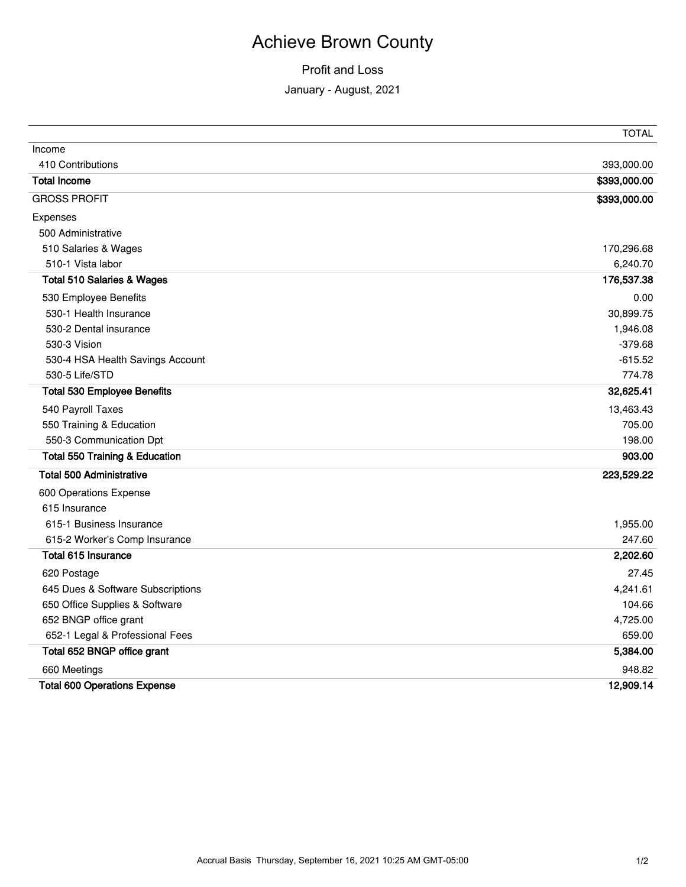# Achieve Brown County

## Profit and Loss

January - August, 2021

| | TOTAL |
|---|---|
| Income | |
| 410 Contributions | 393,000.00 |
| **Total Income** | **$393,000.00** |
| GROSS PROFIT | **$393,000.00** |
| Expenses | |
| 500 Administrative | |
| 510 Salaries & Wages | 170,296.68 |
| 510-1 Vista labor | 6,240.70 |
| **Total 510 Salaries & Wages** | **176,537.38** |
| 530 Employee Benefits | 0.00 |
| 530-1 Health Insurance | 30,899.75 |
| 530-2 Dental insurance | 1,946.08 |
| 530-3 Vision | -379.68 |
| 530-4 HSA Health Savings Account | -615.52 |
| 530-5 Life/STD | 774.78 |
| **Total 530 Employee Benefits** | **32,625.41** |
| 540 Payroll Taxes | 13,463.43 |
| 550 Training & Education | 705.00 |
| 550-3 Communication Dpt | 198.00 |
| **Total 550 Training & Education** | **903.00** |
| **Total 500 Administrative** | **223,529.22** |
| 600 Operations Expense | |
| 615 Insurance | |
| 615-1 Business Insurance | 1,955.00 |
| 615-2 Worker's Comp Insurance | 247.60 |
| **Total 615 Insurance** | **2,202.60** |
| 620 Postage | 27.45 |
| 645 Dues & Software Subscriptions | 4,241.61 |
| 650 Office Supplies & Software | 104.66 |
| 652 BNGP office grant | 4,725.00 |
| 652-1 Legal & Professional Fees | 659.00 |
| **Total 652 BNGP office grant** | **5,384.00** |
| 660 Meetings | 948.82 |
| **Total 600 Operations Expense** | **12,909.14** |

Accrual Basis Thursday, September 16, 2021 10:25 AM GMT-05:00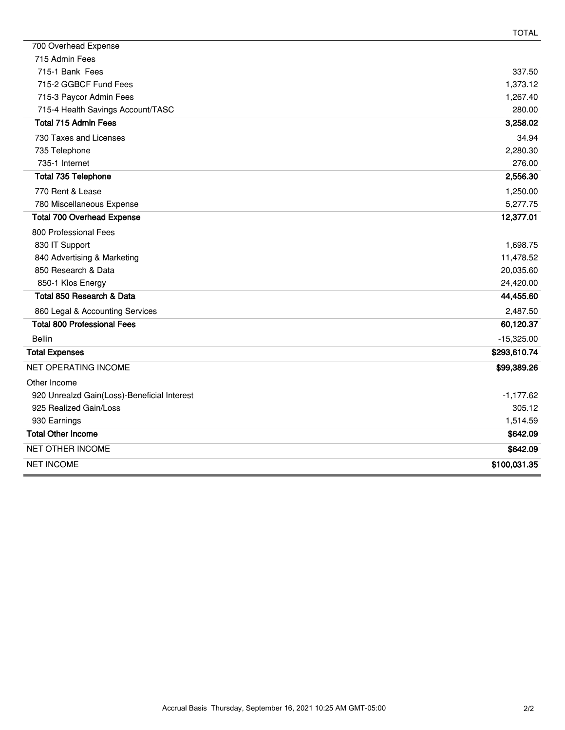| | TOTAL |
|---|---|
| 700 Overhead Expense | |
| 715 Admin Fees | |
| 715-1 Bank Fees | 337.50 |
| 715-2 GGBCF Fund Fees | 1,373.12 |
| 715-3 Paycor Admin Fees | 1,267.40 |
| 715-4 Health Savings Account/TASC | 280.00 |
| **Total 715 Admin Fees** | **3,258.02** |
| 730 Taxes and Licenses | 34.94 |
| 735 Telephone | 2,280.30 |
| 735-1 Internet | 276.00 |
| **Total 735 Telephone** | **2,556.30** |
| 770 Rent & Lease | 1,250.00 |
| 780 Miscellaneous Expense | 5,277.75 |
| **Total 700 Overhead Expense** | **12,377.01** |
| 800 Professional Fees | |
| 830 IT Support | 1,698.75 |
| 840 Advertising & Marketing | 11,478.52 |
| 850 Research & Data | 20,035.60 |
| 850-1 Klos Energy | 24,420.00 |
| **Total 850 Research & Data** | **44,455.60** |
| 860 Legal & Accounting Services | 2,487.50 |
| **Total 800 Professional Fees** | **60,120.37** |
| Bellin | -15,325.00 |
| **Total Expenses** | **$293,610.74** |
| NET OPERATING INCOME | **$99,389.26** |
| Other Income | |
| 920 Unrealzd Gain(Loss)-Beneficial Interest | -1,177.62 |
| 925 Realized Gain/Loss | 305.12 |
| 930 Earnings | 1,514.59 |
| **Total Other Income** | **$642.09** |
| NET OTHER INCOME | **$642.09** |
| NET INCOME | **$100,031.35** |

Accrual Basis Thursday, September 16, 2021 10:25 AM GMT-05:00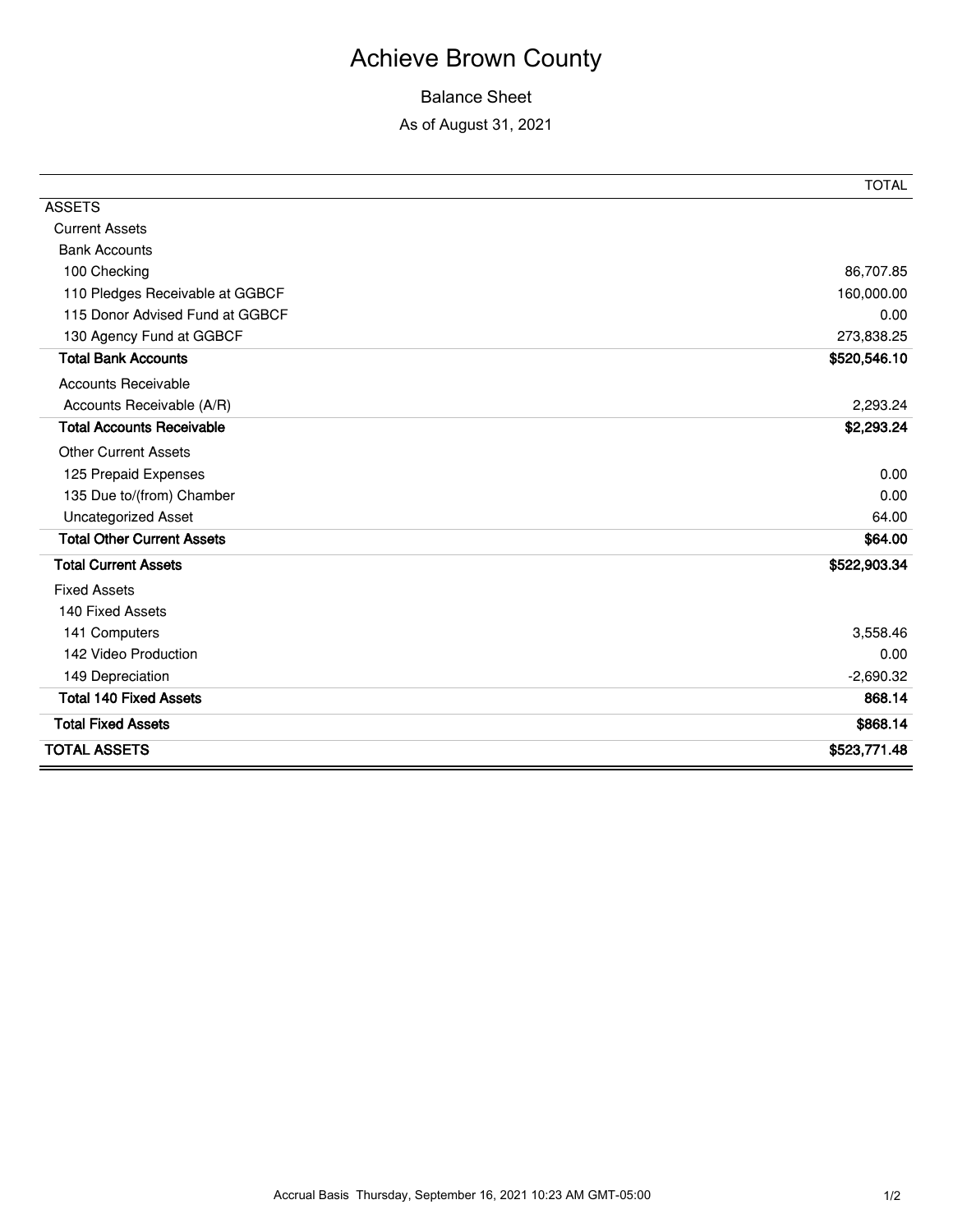# Achieve Brown County

## Balance Sheet

As of August 31, 2021

| | TOTAL |
|---|---|
| ASSETS | |
| Current Assets | |
| Bank Accounts | |
| 100 Checking | 86,707.85 |
| 110 Pledges Receivable at GGBCF | 160,000.00 |
| 115 Donor Advised Fund at GGBCF | 0.00 |
| 130 Agency Fund at GGBCF | 273,838.25 |
| **Total Bank Accounts** | **$520,546.10** |
| Accounts Receivable | |
| Accounts Receivable (A/R) | 2,293.24 |
| **Total Accounts Receivable** | **$2,293.24** |
| Other Current Assets | |
| 125 Prepaid Expenses | 0.00 |
| 135 Due to/(from) Chamber | 0.00 |
| Uncategorized Asset | 64.00 |
| **Total Other Current Assets** | **$64.00** |
| **Total Current Assets** | **$522,903.34** |
| Fixed Assets | |
| 140 Fixed Assets | |
| 141 Computers | 3,558.46 |
| 142 Video Production | 0.00 |
| 149 Depreciation | -2,690.32 |
| **Total 140 Fixed Assets** | **868.14** |
| **Total Fixed Assets** | **$868.14** |
| **TOTAL ASSETS** | **$523,771.48** |

Accrual Basis Thursday, September 16, 2021 10:23 AM GMT-05:00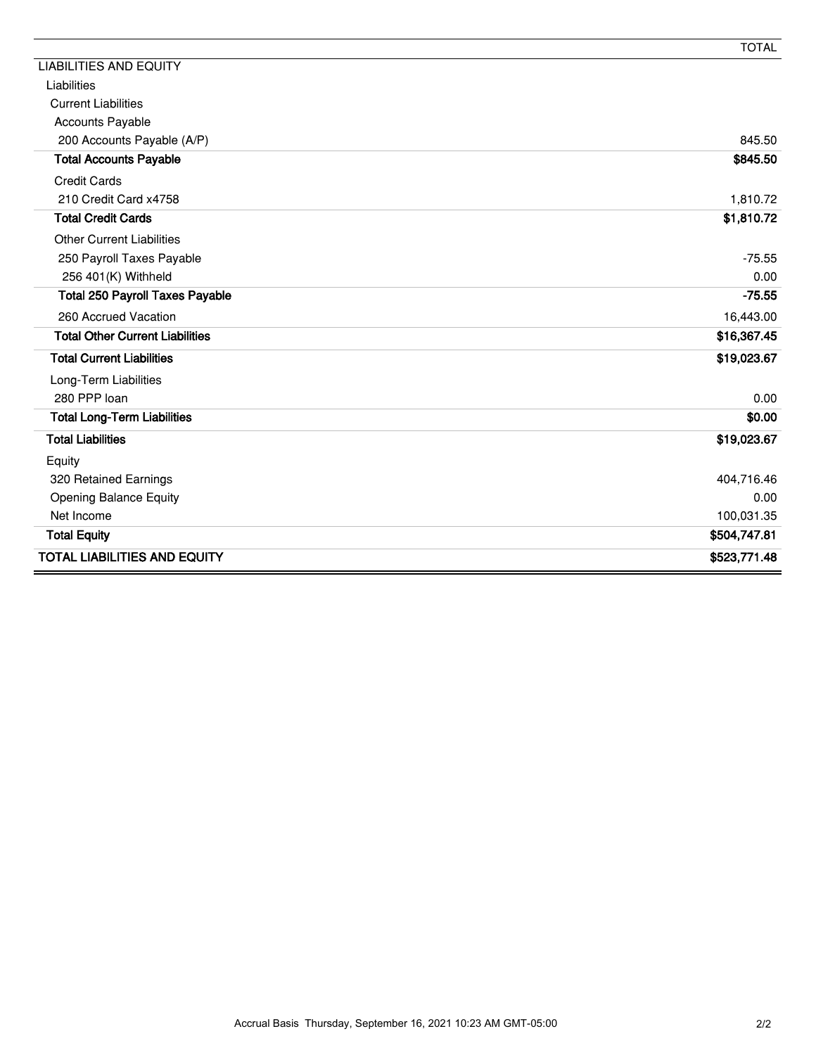| | TOTAL |
|---|---|
| LIABILITIES AND EQUITY | |
| Liabilities | |
| Current Liabilities | |
| Accounts Payable | |
| 200 Accounts Payable (A/P) | 845.50 |
| **Total Accounts Payable** | **$845.50** |
| Credit Cards | |
| 210 Credit Card x4758 | 1,810.72 |
| **Total Credit Cards** | **$1,810.72** |
| Other Current Liabilities | |
| 250 Payroll Taxes Payable | -75.55 |
| 256 401(K) Withheld | 0.00 |
| **Total 250 Payroll Taxes Payable** | **-75.55** |
| 260 Accrued Vacation | 16,443.00 |
| **Total Other Current Liabilities** | **$16,367.45** |
| **Total Current Liabilities** | **$19,023.67** |
| Long-Term Liabilities | |
| 280 PPP loan | 0.00 |
| **Total Long-Term Liabilities** | **$0.00** |
| **Total Liabilities** | **$19,023.67** |
| Equity | |
| 320 Retained Earnings | 404,716.46 |
| Opening Balance Equity | 0.00 |
| Net Income | 100,031.35 |
| **Total Equity** | **$504,747.81** |
| **TOTAL LIABILITIES AND EQUITY** | **$523,771.48** |

Accrual Basis Thursday, September 16, 2021 10:23 AM GMT-05:00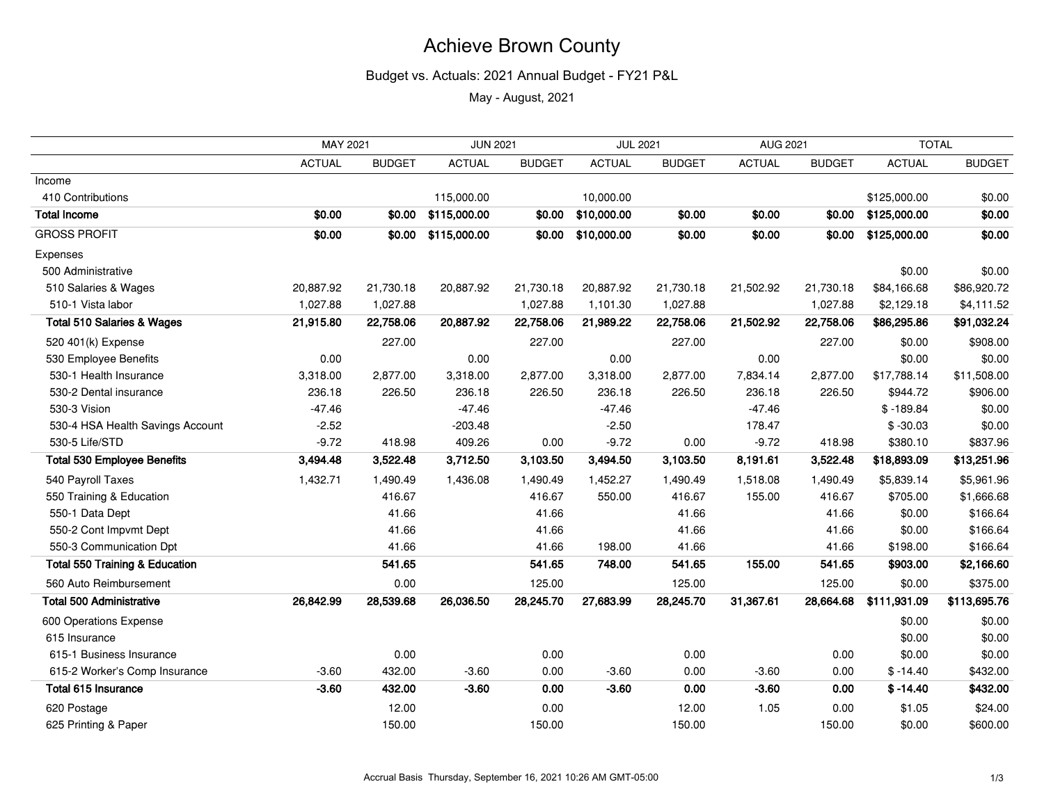# Achieve Brown County

## Budget vs. Actuals: 2021 Annual Budget - FY21 P&L

May - August, 2021

| | MAY 2021 | | JUN 2021 | | JUL 2021 | | AUG 2021 | | TOTAL | |
|---|---|---|---|---|---|---|---|---|---|---|
| | ACTUAL | BUDGET | ACTUAL | BUDGET | ACTUAL | BUDGET | ACTUAL | BUDGET | ACTUAL | BUDGET |
| Income | | | | | | | | | | |
| 410 Contributions | | | 115,000.00 | | 10,000.00 | | | | $125,000.00 | $0.00 |
| **Total Income** | **$0.00** | **$0.00** | **$115,000.00** | **$0.00** | **$10,000.00** | **$0.00** | **$0.00** | **$0.00** | **$125,000.00** | **$0.00** |
| GROSS PROFIT | **$0.00** | **$0.00** | **$115,000.00** | **$0.00** | **$10,000.00** | **$0.00** | **$0.00** | **$0.00** | **$125,000.00** | **$0.00** |
| Expenses | | | | | | | | | | |
| 500 Administrative | | | | | | | | | $0.00 | $0.00 |
| 510 Salaries & Wages | 20,887.92 | 21,730.18 | 20,887.92 | 21,730.18 | 20,887.92 | 21,730.18 | 21,502.92 | 21,730.18 | $84,166.68 | $86,920.72 |
| 510-1 Vista labor | 1,027.88 | 1,027.88 | | 1,027.88 | 1,101.30 | 1,027.88 | | 1,027.88 | $2,129.18 | $4,111.52 |
| **Total 510 Salaries & Wages** | **21,915.80** | **22,758.06** | **20,887.92** | **22,758.06** | **21,989.22** | **22,758.06** | **21,502.92** | **22,758.06** | **$86,295.86** | **$91,032.24** |
| 520 401(k) Expense | | 227.00 | | 227.00 | | 227.00 | | 227.00 | $0.00 | $908.00 |
| 530 Employee Benefits | 0.00 | | 0.00 | | 0.00 | | 0.00 | | $0.00 | $0.00 |
| 530-1 Health Insurance | 3,318.00 | 2,877.00 | 3,318.00 | 2,877.00 | 3,318.00 | 2,877.00 | 7,834.14 | 2,877.00 | $17,788.14 | $11,508.00 |
| 530-2 Dental insurance | 236.18 | 226.50 | 236.18 | 226.50 | 236.18 | 226.50 | 236.18 | 226.50 | $944.72 | $906.00 |
| 530-3 Vision | -47.46 | | -47.46 | | -47.46 | | -47.46 | | $ -189.84 | $0.00 |
| 530-4 HSA Health Savings Account | -2.52 | | -203.48 | | -2.50 | | 178.47 | | $ -30.03 | $0.00 |
| 530-5 Life/STD | -9.72 | 418.98 | 409.26 | 0.00 | -9.72 | 0.00 | -9.72 | 418.98 | $380.10 | $837.96 |
| **Total 530 Employee Benefits** | **3,494.48** | **3,522.48** | **3,712.50** | **3,103.50** | **3,494.50** | **3,103.50** | **8,191.61** | **3,522.48** | **$18,893.09** | **$13,251.96** |
| 540 Payroll Taxes | 1,432.71 | 1,490.49 | 1,436.08 | 1,490.49 | 1,452.27 | 1,490.49 | 1,518.08 | 1,490.49 | $5,839.14 | $5,961.96 |
| 550 Training & Education | | 416.67 | | 416.67 | 550.00 | 416.67 | 155.00 | 416.67 | $705.00 | $1,666.68 |
| 550-1 Data Dept | | 41.66 | | 41.66 | | 41.66 | | 41.66 | $0.00 | $166.64 |
| 550-2 Cont Impvmt Dept | | 41.66 | | 41.66 | | 41.66 | | 41.66 | $0.00 | $166.64 |
| 550-3 Communication Dpt | | 41.66 | | 41.66 | 198.00 | 41.66 | | 41.66 | $198.00 | $166.64 |
| **Total 550 Training & Education** | | **541.65** | | **541.65** | **748.00** | **541.65** | **155.00** | **541.65** | **$903.00** | **$2,166.60** |
| 560 Auto Reimbursement | | 0.00 | | 125.00 | | 125.00 | | 125.00 | $0.00 | $375.00 |
| **Total 500 Administrative** | **26,842.99** | **28,539.68** | **26,036.50** | **28,245.70** | **27,683.99** | **28,245.70** | **31,367.61** | **28,664.68** | **$111,931.09** | **$113,695.76** |
| 600 Operations Expense | | | | | | | | | $0.00 | $0.00 |
| 615 Insurance | | | | | | | | | $0.00 | $0.00 |
| 615-1 Business Insurance | | 0.00 | | 0.00 | | 0.00 | | 0.00 | $0.00 | $0.00 |
| 615-2 Worker's Comp Insurance | -3.60 | 432.00 | -3.60 | 0.00 | -3.60 | 0.00 | -3.60 | 0.00 | $ -14.40 | $432.00 |
| **Total 615 Insurance** | **-3.60** | **432.00** | **-3.60** | **0.00** | **-3.60** | **0.00** | **-3.60** | **0.00** | **$ -14.40** | **$432.00** |
| 620 Postage | | 12.00 | | 0.00 | | 12.00 | 1.05 | 0.00 | $1.05 | $24.00 |
| 625 Printing & Paper | | 150.00 | | 150.00 | | 150.00 | | 150.00 | $0.00 | $600.00 |

Accrual Basis Thursday, September 16, 2021 10:26 AM GMT-05:00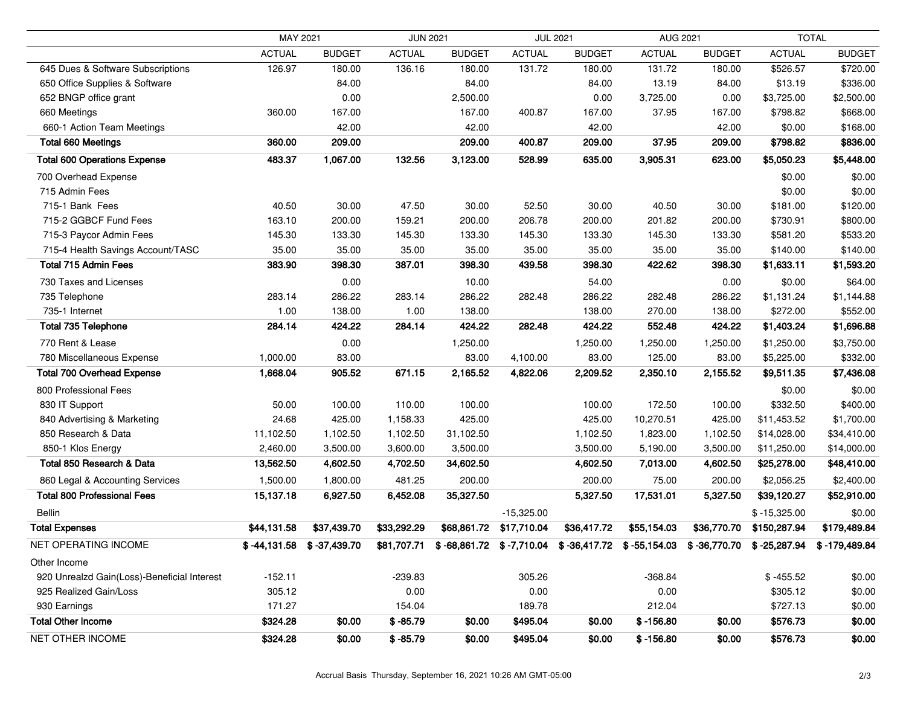| | MAY 2021 | | JUN 2021 | | JUL 2021 | | AUG 2021 | | TOTAL | |
|---|---|---|---|---|---|---|---|---|---|---|
| | ACTUAL | BUDGET | ACTUAL | BUDGET | ACTUAL | BUDGET | ACTUAL | BUDGET | ACTUAL | BUDGET |
| 645 Dues & Software Subscriptions | 126.97 | 180.00 | 136.16 | 180.00 | 131.72 | 180.00 | 131.72 | 180.00 | $526.57 | $720.00 |
| 650 Office Supplies & Software | | 84.00 | | 84.00 | | 84.00 | 13.19 | 84.00 | $13.19 | $336.00 |
| 652 BNGP office grant | | 0.00 | | 2,500.00 | | 0.00 | 3,725.00 | 0.00 | $3,725.00 | $2,500.00 |
| 660 Meetings | 360.00 | 167.00 | | 167.00 | 400.87 | 167.00 | 37.95 | 167.00 | $798.82 | $668.00 |
| 660-1 Action Team Meetings | | 42.00 | | 42.00 | | 42.00 | | 42.00 | $0.00 | $168.00 |
| **Total 660 Meetings** | **360.00** | **209.00** | | **209.00** | **400.87** | **209.00** | **37.95** | **209.00** | **$798.82** | **$836.00** |
| **Total 600 Operations Expense** | **483.37** | **1,067.00** | **132.56** | **3,123.00** | **528.99** | **635.00** | **3,905.31** | **623.00** | **$5,050.23** | **$5,448.00** |
| 700 Overhead Expense | | | | | | | | | $0.00 | $0.00 |
| 715 Admin Fees | | | | | | | | | $0.00 | $0.00 |
| 715-1 Bank Fees | 40.50 | 30.00 | 47.50 | 30.00 | 52.50 | 30.00 | 40.50 | 30.00 | $181.00 | $120.00 |
| 715-2 GGBCF Fund Fees | 163.10 | 200.00 | 159.21 | 200.00 | 206.78 | 200.00 | 201.82 | 200.00 | $730.91 | $800.00 |
| 715-3 Paycor Admin Fees | 145.30 | 133.30 | 145.30 | 133.30 | 145.30 | 133.30 | 145.30 | 133.30 | $581.20 | $533.20 |
| 715-4 Health Savings Account/TASC | 35.00 | 35.00 | 35.00 | 35.00 | 35.00 | 35.00 | 35.00 | 35.00 | $140.00 | $140.00 |
| **Total 715 Admin Fees** | **383.90** | **398.30** | **387.01** | **398.30** | **439.58** | **398.30** | **422.62** | **398.30** | **$1,633.11** | **$1,593.20** |
| 730 Taxes and Licenses | | 0.00 | | 10.00 | | 54.00 | | 0.00 | $0.00 | $64.00 |
| 735 Telephone | 283.14 | 286.22 | 283.14 | 286.22 | 282.48 | 286.22 | 282.48 | 286.22 | $1,131.24 | $1,144.88 |
| 735-1 Internet | 1.00 | 138.00 | 1.00 | 138.00 | | 138.00 | 270.00 | 138.00 | $272.00 | $552.00 |
| **Total 735 Telephone** | **284.14** | **424.22** | **284.14** | **424.22** | **282.48** | **424.22** | **552.48** | **424.22** | **$1,403.24** | **$1,696.88** |
| 770 Rent & Lease | | 0.00 | | 1,250.00 | | 1,250.00 | 1,250.00 | 1,250.00 | $1,250.00 | $3,750.00 |
| 780 Miscellaneous Expense | 1,000.00 | 83.00 | | 83.00 | 4,100.00 | 83.00 | 125.00 | 83.00 | $5,225.00 | $332.00 |
| **Total 700 Overhead Expense** | **1,668.04** | **905.52** | **671.15** | **2,165.52** | **4,822.06** | **2,209.52** | **2,350.10** | **2,155.52** | **$9,511.35** | **$7,436.08** |
| 800 Professional Fees | | | | | | | | | $0.00 | $0.00 |
| 830 IT Support | 50.00 | 100.00 | 110.00 | 100.00 | | 100.00 | 172.50 | 100.00 | $332.50 | $400.00 |
| 840 Advertising & Marketing | 24.68 | 425.00 | 1,158.33 | 425.00 | | 425.00 | 10,270.51 | 425.00 | $11,453.52 | $1,700.00 |
| 850 Research & Data | 11,102.50 | 1,102.50 | 1,102.50 | 31,102.50 | | 1,102.50 | 1,823.00 | 1,102.50 | $14,028.00 | $34,410.00 |
| 850-1 Klos Energy | 2,460.00 | 3,500.00 | 3,600.00 | 3,500.00 | | 3,500.00 | 5,190.00 | 3,500.00 | $11,250.00 | $14,000.00 |
| **Total 850 Research & Data** | **13,562.50** | **4,602.50** | **4,702.50** | **34,602.50** | | **4,602.50** | **7,013.00** | **4,602.50** | **$25,278.00** | **$48,410.00** |
| 860 Legal & Accounting Services | 1,500.00 | 1,800.00 | 481.25 | 200.00 | | 200.00 | 75.00 | 200.00 | $2,056.25 | $2,400.00 |
| **Total 800 Professional Fees** | **15,137.18** | **6,927.50** | **6,452.08** | **35,327.50** | | **5,327.50** | **17,531.01** | **5,327.50** | **$39,120.27** | **$52,910.00** |
| Bellin | | | | | -15,325.00 | | | | $ -15,325.00 | $0.00 |
| **Total Expenses** | **$44,131.58** | **$37,439.70** | **$33,292.29** | **$68,861.72** | **$17,710.04** | **$36,417.72** | **$55,154.03** | **$36,770.70** | **$150,287.94** | **$179,489.84** |
| NET OPERATING INCOME | **$ -44,131.58** | **$ -37,439.70** | **$81,707.71** | **$ -68,861.72** | **$ -7,710.04** | **$ -36,417.72** | **$ -55,154.03** | **$ -36,770.70** | **$ -25,287.94** | **$ -179,489.84** |
| Other Income | | | | | | | | | | |
| 920 Unrealzd Gain(Loss)-Beneficial Interest | -152.11 | | -239.83 | | 305.26 | | -368.84 | | $ -455.52 | $0.00 |
| 925 Realized Gain/Loss | 305.12 | | 0.00 | | 0.00 | | 0.00 | | $305.12 | $0.00 |
| 930 Earnings | 171.27 | | 154.04 | | 189.78 | | 212.04 | | $727.13 | $0.00 |
| **Total Other Income** | **$324.28** | **$0.00** | **$ -85.79** | **$0.00** | **$495.04** | **$0.00** | **$ -156.80** | **$0.00** | **$576.73** | **$0.00** |
| NET OTHER INCOME | **$324.28** | **$0.00** | **$ -85.79** | **$0.00** | **$495.04** | **$0.00** | **$ -156.80** | **$0.00** | **$576.73** | **$0.00** |

Accrual Basis Thursday, September 16, 2021 10:26 AM GMT-05:00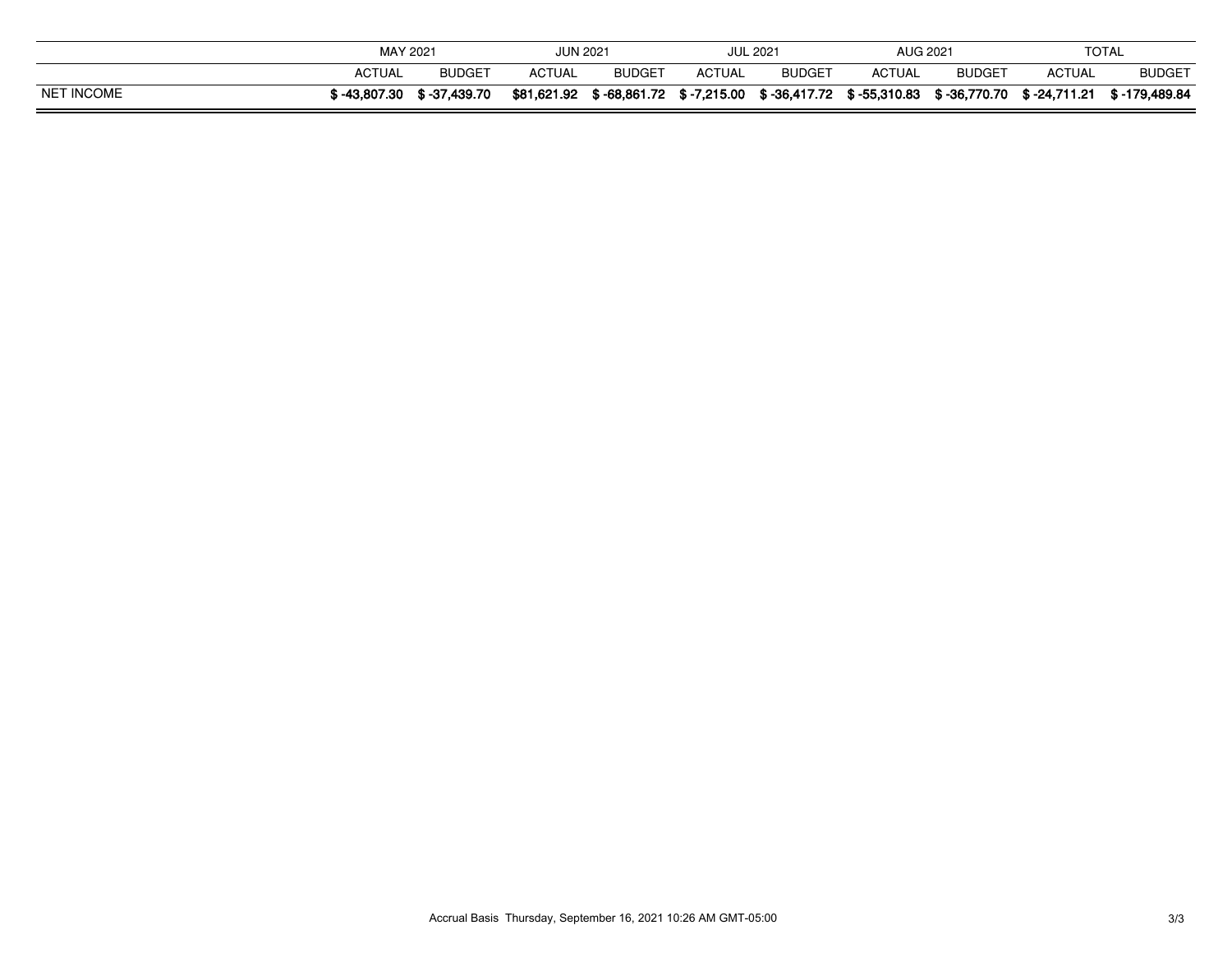| | MAY 2021 | | JUN 2021 | | JUL 2021 | | AUG 2021 | | TOTAL | |
|---|---|---|---|---|---|---|---|---|---|---|
| | ACTUAL | BUDGET | ACTUAL | BUDGET | ACTUAL | BUDGET | ACTUAL | BUDGET | ACTUAL | BUDGET |
| NET INCOME | **$ -43,807.30** | **$ -37,439.70** | **$81,621.92** | **$ -68,861.72** | **$ -7,215.00** | **$ -36,417.72** | **$ -55,310.83** | **$ -36,770.70** | **$ -24,711.21** | **$ -179,489.84** |

Accrual Basis Thursday, September 16, 2021 10:26 AM GMT-05:00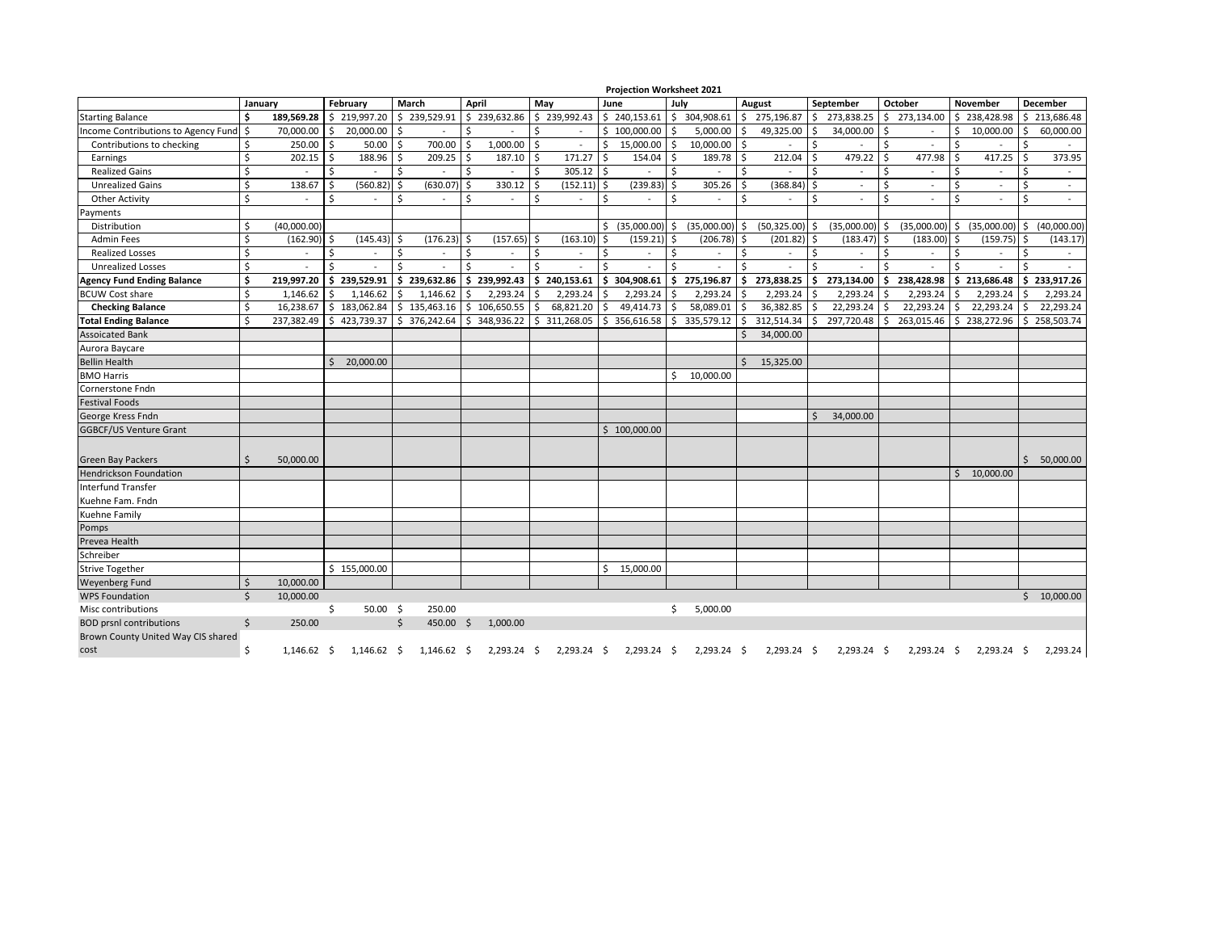**Projection Worksheet 2021**

| | January | February | March | April | May | June | July | August | September | October | November | December |
|---|---|---|---|---|---|---|---|---|---|---|---|---|
| Starting Balance | **$ 189,569.28** | $ 219,997.20 | $ 239,529.91 | $ 239,632.86 | $ 239,992.43 | $ 240,153.61 | $ 304,908.61 | $ 275,196.87 | $ 273,838.25 | $ 273,134.00 | $ 238,428.98 | $ 213,686.48 |
| Income Contributions to Agency Fund | $ 70,000.00 | $ 20,000.00 | $ - | $ - | $ - | $ 100,000.00 | $ 5,000.00 | $ 49,325.00 | $ 34,000.00 | $ - | $ 10,000.00 | $ 60,000.00 |
| Contributions to checking | $ 250.00 | $ 50.00 | $ 700.00 | $ 1,000.00 | $ - | $ 15,000.00 | $ 10,000.00 | $ - | $ - | $ - | $ - | $ - |
| Earnings | $ 202.15 | $ 188.96 | $ 209.25 | $ 187.10 | $ 171.27 | $ 154.04 | $ 189.78 | $ 212.04 | $ 479.22 | $ 477.98 | $ 417.25 | $ 373.95 |
| Realized Gains | $ - | $ - | $ - | $ - | $ 305.12 | $ - | $ - | $ - | $ - | $ - | $ - | $ - |
| Unrealized Gains | $ 138.67 | $ (560.82) | $ (630.07) | $ 330.12 | $ (152.11) | $ (239.83) | $ 305.26 | $ (368.84) | $ - | $ - | $ - | $ - |
| Other Activity | $ - | $ - | $ - | $ - | $ - | $ - | $ - | $ - | $ - | $ - | $ - | $ - |
| Payments | | | | | | | | | | | | |
| Distribution | $ (40,000.00) | | | | | $ (35,000.00) | $ (35,000.00) | $ (50,325.00) | $ (35,000.00) | $ (35,000.00) | $ (35,000.00) | $ (40,000.00) |
| Admin Fees | $ (162.90) | $ (145.43) | $ (176.23) | $ (157.65) | $ (163.10) | $ (159.21) | $ (206.78) | $ (201.82) | $ (183.47) | $ (183.00) | $ (159.75) | $ (143.17) |
| Realized Losses | $ - | $ - | $ - | $ - | $ - | $ - | $ - | $ - | $ - | $ - | $ - | $ - |
| Unrealized Losses | $ - | $ - | $ - | $ - | $ - | $ - | $ - | $ - | $ - | $ - | $ - | $ - |
| **Agency Fund Ending Balance** | **$ 219,997.20** | **$ 239,529.91** | **$ 239,632.86** | **$ 239,992.43** | **$ 240,153.61** | **$ 304,908.61** | **$ 275,196.87** | **$ 273,838.25** | **$ 273,134.00** | **$ 238,428.98** | **$ 213,686.48** | **$ 233,917.26** |
| BCUW Cost share | $ 1,146.62 | $ 1,146.62 | $ 1,146.62 | $ 2,293.24 | $ 2,293.24 | $ 2,293.24 | $ 2,293.24 | $ 2,293.24 | $ 2,293.24 | $ 2,293.24 | $ 2,293.24 | $ 2,293.24 |
| **Checking Balance** | $ 16,238.67 | $ 183,062.84 | $ 135,463.16 | $ 106,650.55 | $ 68,821.20 | $ 49,414.73 | $ 58,089.01 | $ 36,382.85 | $ 22,293.24 | $ 22,293.24 | $ 22,293.24 | $ 22,293.24 |
| **Total Ending Balance** | $ 237,382.49 | $ 423,739.37 | $ 376,242.64 | $ 348,936.22 | $ 311,268.05 | $ 356,616.58 | $ 335,579.12 | $ 312,514.34 | $ 297,720.48 | $ 263,015.46 | $ 238,272.96 | $ 258,503.74 |
| Assoicated Bank | | | | | | | | $ 34,000.00 | | | | |
| Aurora Baycare | | | | | | | | | | | | |
| Bellin Health | | $ 20,000.00 | | | | | | $ 15,325.00 | | | | |
| BMO Harris | | | | | | | $ 10,000.00 | | | | | |
| Cornerstone Fndn | | | | | | | | | | | | |
| Festival Foods | | | | | | | | | | | | |
| George Kress Fndn | | | | | | | | | $ 34,000.00 | | | |
| GGBCF/US Venture Grant | | | | | | $ 100,000.00 | | | | | | |
| Green Bay Packers | $ 50,000.00 | | | | | | | | | | | $ 50,000.00 |
| Hendrickson Foundation | | | | | | | | | | | $ 10,000.00 | |
| Interfund Transfer | | | | | | | | | | | | |
| Kuehne Fam. Fndn | | | | | | | | | | | | |
| Kuehne Family | | | | | | | | | | | | |
| Pomps | | | | | | | | | | | | |
| Prevea Health | | | | | | | | | | | | |
| Schreiber | | | | | | | | | | | | |
| Strive Together | | $ 155,000.00 | | | | $ 15,000.00 | | | | | | |
| Weyenberg Fund | $ 10,000.00 | | | | | | | | | | | |
| WPS Foundation | $ 10,000.00 | | | | | | | | | | | $ 10,000.00 |
| Misc contributions | | $ 50.00 | $ 250.00 | | | | $ 5,000.00 | | | | | |
| BOD prsnl contributions | $ 250.00 | | $ 450.00 | $ 1,000.00 | | | | | | | | |
| Brown County United Way CIS shared cost | $ 1,146.62 | $ 1,146.62 | $ 1,146.62 | $ 2,293.24 | $ 2,293.24 | $ 2,293.24 | $ 2,293.24 | $ 2,293.24 | $ 2,293.24 | $ 2,293.24 | $ 2,293.24 | $ 2,293.24 |